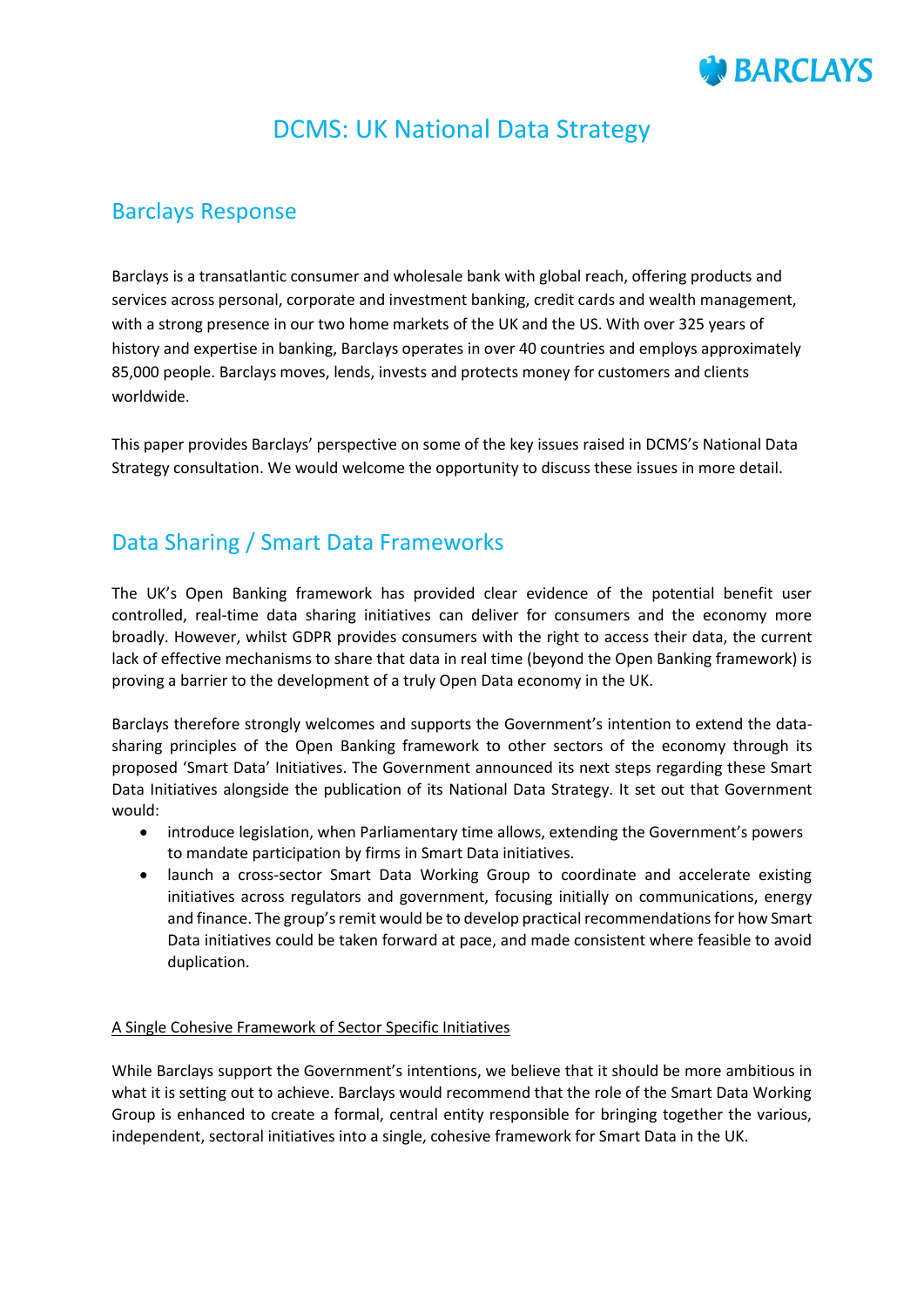# DCMS: UK National Data Strategy

## Barclays Response

Barclays is a transatlantic consumer and wholesale bank with global reach, offering products and services across personal, corporate and investment banking, credit cards and wealth management, with a strong presence in our two home markets of the UK and the US. With over 325 years of history and expertise in banking, Barclays operates in over 40 countries and employs approximately 85,000 people. Barclays moves, lends, invests and protects money for customers and clients worldwide.

This paper provides Barclays' perspective on some of the key issues raised in DCMS's National Data Strategy consultation. We would welcome the opportunity to discuss these issues in more detail.

## Data Sharing / Smart Data Frameworks

The UK's Open Banking framework has provided clear evidence of the potential benefit user controlled, real-time data sharing initiatives can deliver for consumers and the economy more broadly. However, whilst GDPR provides consumers with the right to access their data, the current lack of effective mechanisms to share that data in real time (beyond the Open Banking framework) is proving a barrier to the development of a truly Open Data economy in the UK.

Barclays therefore strongly welcomes and supports the Government's intention to extend the data-sharing principles of the Open Banking framework to other sectors of the economy through its proposed 'Smart Data' Initiatives. The Government announced its next steps regarding these Smart Data Initiatives alongside the publication of its National Data Strategy. It set out that Government would:

- introduce legislation, when Parliamentary time allows, extending the Government's powers to mandate participation by firms in Smart Data initiatives.
- launch a cross-sector Smart Data Working Group to coordinate and accelerate existing initiatives across regulators and government, focusing initially on communications, energy and finance. The group's remit would be to develop practical recommendations for how Smart Data initiatives could be taken forward at pace, and made consistent where feasible to avoid duplication.

### A Single Cohesive Framework of Sector Specific Initiatives

While Barclays support the Government's intentions, we believe that it should be more ambitious in what it is setting out to achieve. Barclays would recommend that the role of the Smart Data Working Group is enhanced to create a formal, central entity responsible for bringing together the various, independent, sectoral initiatives into a single, cohesive framework for Smart Data in the UK.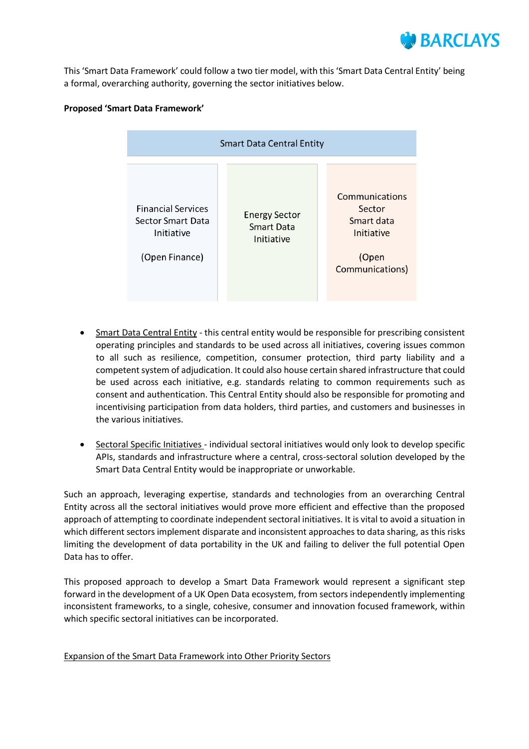This 'Smart Data Framework' could follow a two tier model, with this 'Smart Data Central Entity' being a formal, overarching authority, governing the sector initiatives below.

**Proposed 'Smart Data Framework'**

| Smart Data Central Entity | | |
|---|---|---|
| Financial Services Sector Smart Data Initiative (Open Finance) | Energy Sector Smart Data Initiative | Communications Sector Smart data Initiative (Open Communications) |

- Smart Data Central Entity - this central entity would be responsible for prescribing consistent operating principles and standards to be used across all initiatives, covering issues common to all such as resilience, competition, consumer protection, third party liability and a competent system of adjudication. It could also house certain shared infrastructure that could be used across each initiative, e.g. standards relating to common requirements such as consent and authentication. This Central Entity should also be responsible for promoting and incentivising participation from data holders, third parties, and customers and businesses in the various initiatives.

- Sectoral Specific Initiatives - individual sectoral initiatives would only look to develop specific APIs, standards and infrastructure where a central, cross-sectoral solution developed by the Smart Data Central Entity would be inappropriate or unworkable.

Such an approach, leveraging expertise, standards and technologies from an overarching Central Entity across all the sectoral initiatives would prove more efficient and effective than the proposed approach of attempting to coordinate independent sectoral initiatives. It is vital to avoid a situation in which different sectors implement disparate and inconsistent approaches to data sharing, as this risks limiting the development of data portability in the UK and failing to deliver the full potential Open Data has to offer.

This proposed approach to develop a Smart Data Framework would represent a significant step forward in the development of a UK Open Data ecosystem, from sectors independently implementing inconsistent frameworks, to a single, cohesive, consumer and innovation focused framework, within which specific sectoral initiatives can be incorporated.

Expansion of the Smart Data Framework into Other Priority Sectors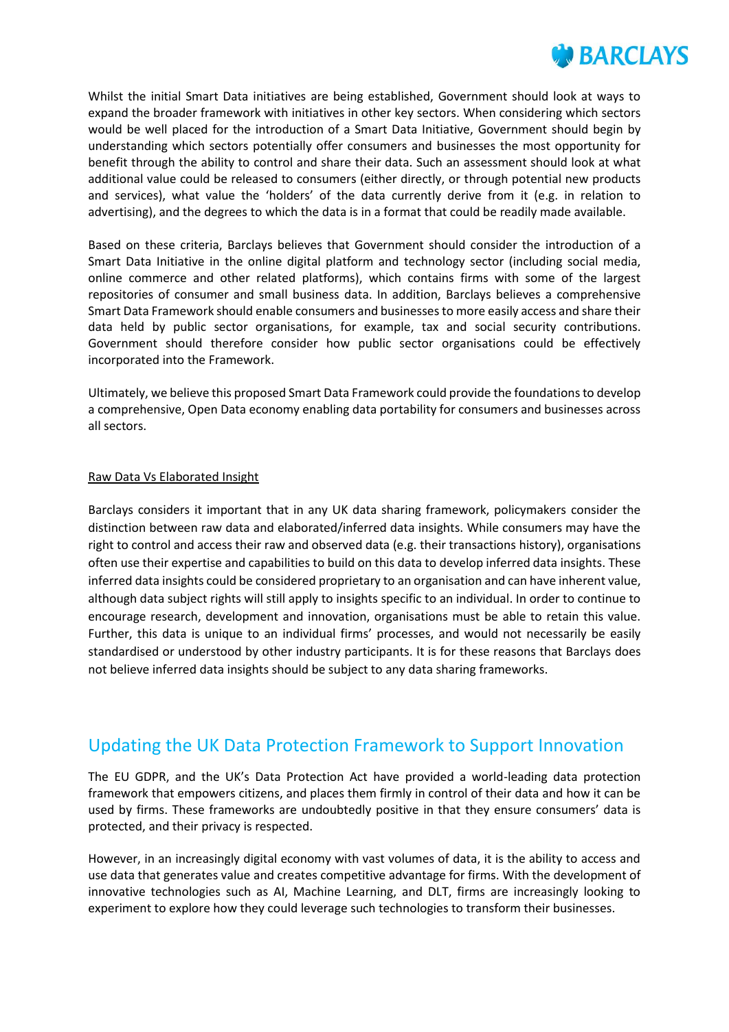Whilst the initial Smart Data initiatives are being established, Government should look at ways to expand the broader framework with initiatives in other key sectors. When considering which sectors would be well placed for the introduction of a Smart Data Initiative, Government should begin by understanding which sectors potentially offer consumers and businesses the most opportunity for benefit through the ability to control and share their data. Such an assessment should look at what additional value could be released to consumers (either directly, or through potential new products and services), what value the 'holders' of the data currently derive from it (e.g. in relation to advertising), and the degrees to which the data is in a format that could be readily made available.

Based on these criteria, Barclays believes that Government should consider the introduction of a Smart Data Initiative in the online digital platform and technology sector (including social media, online commerce and other related platforms), which contains firms with some of the largest repositories of consumer and small business data. In addition, Barclays believes a comprehensive Smart Data Framework should enable consumers and businesses to more easily access and share their data held by public sector organisations, for example, tax and social security contributions. Government should therefore consider how public sector organisations could be effectively incorporated into the Framework.

Ultimately, we believe this proposed Smart Data Framework could provide the foundations to develop a comprehensive, Open Data economy enabling data portability for consumers and businesses across all sectors.

### Raw Data Vs Elaborated Insight

Barclays considers it important that in any UK data sharing framework, policymakers consider the distinction between raw data and elaborated/inferred data insights. While consumers may have the right to control and access their raw and observed data (e.g. their transactions history), organisations often use their expertise and capabilities to build on this data to develop inferred data insights. These inferred data insights could be considered proprietary to an organisation and can have inherent value, although data subject rights will still apply to insights specific to an individual. In order to continue to encourage research, development and innovation, organisations must be able to retain this value. Further, this data is unique to an individual firms' processes, and would not necessarily be easily standardised or understood by other industry participants. It is for these reasons that Barclays does not believe inferred data insights should be subject to any data sharing frameworks.

## Updating the UK Data Protection Framework to Support Innovation

The EU GDPR, and the UK's Data Protection Act have provided a world-leading data protection framework that empowers citizens, and places them firmly in control of their data and how it can be used by firms. These frameworks are undoubtedly positive in that they ensure consumers' data is protected, and their privacy is respected.

However, in an increasingly digital economy with vast volumes of data, it is the ability to access and use data that generates value and creates competitive advantage for firms. With the development of innovative technologies such as AI, Machine Learning, and DLT, firms are increasingly looking to experiment to explore how they could leverage such technologies to transform their businesses.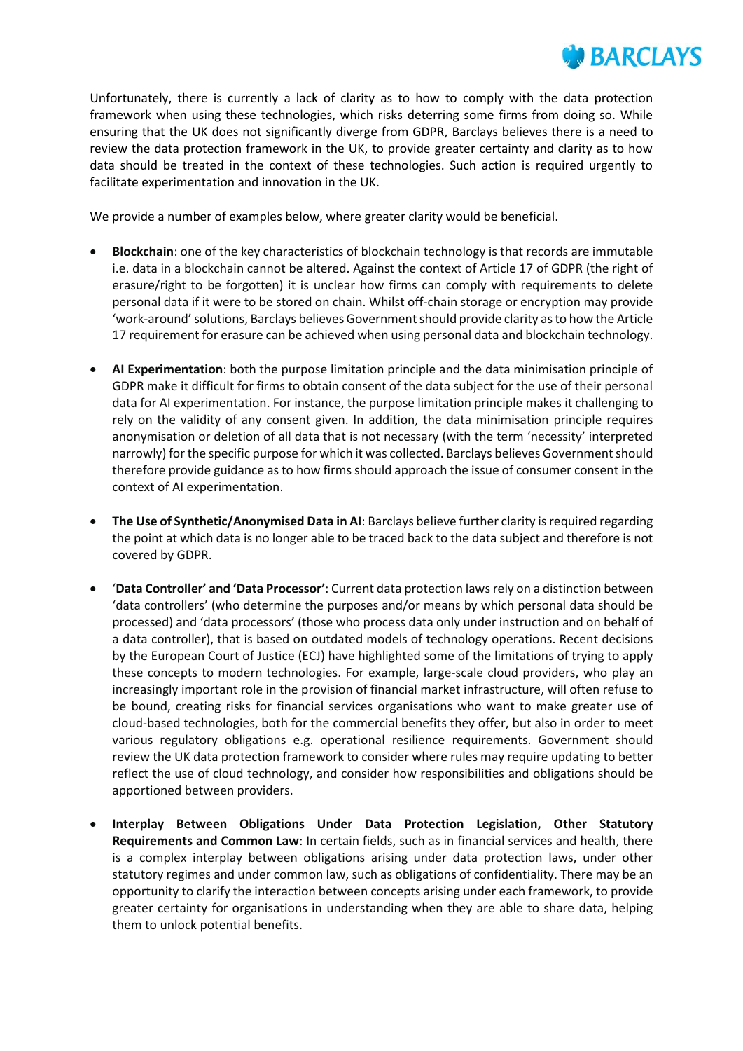Unfortunately, there is currently a lack of clarity as to how to comply with the data protection framework when using these technologies, which risks deterring some firms from doing so. While ensuring that the UK does not significantly diverge from GDPR, Barclays believes there is a need to review the data protection framework in the UK, to provide greater certainty and clarity as to how data should be treated in the context of these technologies. Such action is required urgently to facilitate experimentation and innovation in the UK.

We provide a number of examples below, where greater clarity would be beneficial.

- **Blockchain**: one of the key characteristics of blockchain technology is that records are immutable i.e. data in a blockchain cannot be altered. Against the context of Article 17 of GDPR (the right of erasure/right to be forgotten) it is unclear how firms can comply with requirements to delete personal data if it were to be stored on chain. Whilst off-chain storage or encryption may provide 'work-around' solutions, Barclays believes Government should provide clarity as to how the Article 17 requirement for erasure can be achieved when using personal data and blockchain technology.

- **AI Experimentation**: both the purpose limitation principle and the data minimisation principle of GDPR make it difficult for firms to obtain consent of the data subject for the use of their personal data for AI experimentation. For instance, the purpose limitation principle makes it challenging to rely on the validity of any consent given. In addition, the data minimisation principle requires anonymisation or deletion of all data that is not necessary (with the term 'necessity' interpreted narrowly) for the specific purpose for which it was collected. Barclays believes Government should therefore provide guidance as to how firms should approach the issue of consumer consent in the context of AI experimentation.

- **The Use of Synthetic/Anonymised Data in AI**: Barclays believe further clarity is required regarding the point at which data is no longer able to be traced back to the data subject and therefore is not covered by GDPR.

- '**Data Controller' and 'Data Processor'**: Current data protection laws rely on a distinction between 'data controllers' (who determine the purposes and/or means by which personal data should be processed) and 'data processors' (those who process data only under instruction and on behalf of a data controller), that is based on outdated models of technology operations. Recent decisions by the European Court of Justice (ECJ) have highlighted some of the limitations of trying to apply these concepts to modern technologies. For example, large-scale cloud providers, who play an increasingly important role in the provision of financial market infrastructure, will often refuse to be bound, creating risks for financial services organisations who want to make greater use of cloud-based technologies, both for the commercial benefits they offer, but also in order to meet various regulatory obligations e.g. operational resilience requirements. Government should review the UK data protection framework to consider where rules may require updating to better reflect the use of cloud technology, and consider how responsibilities and obligations should be apportioned between providers.

- **Interplay Between Obligations Under Data Protection Legislation, Other Statutory Requirements and Common Law**: In certain fields, such as in financial services and health, there is a complex interplay between obligations arising under data protection laws, under other statutory regimes and under common law, such as obligations of confidentiality. There may be an opportunity to clarify the interaction between concepts arising under each framework, to provide greater certainty for organisations in understanding when they are able to share data, helping them to unlock potential benefits.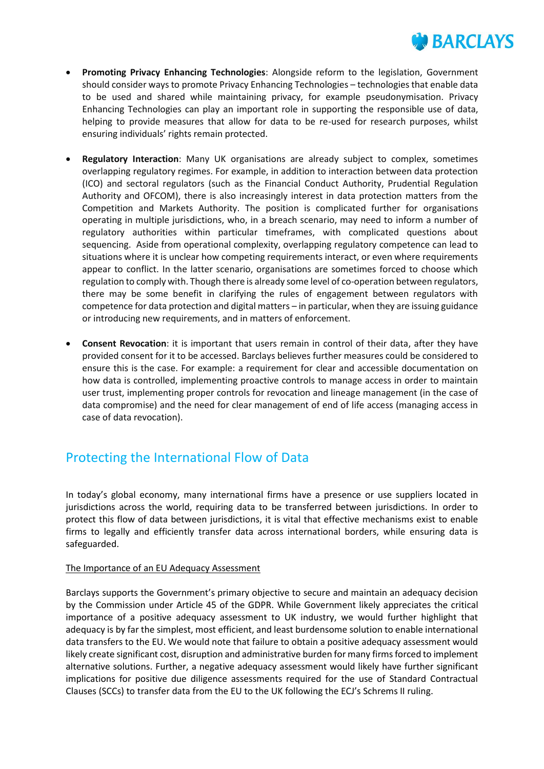- **Promoting Privacy Enhancing Technologies**: Alongside reform to the legislation, Government should consider ways to promote Privacy Enhancing Technologies – technologies that enable data to be used and shared while maintaining privacy, for example pseudonymisation. Privacy Enhancing Technologies can play an important role in supporting the responsible use of data, helping to provide measures that allow for data to be re-used for research purposes, whilst ensuring individuals' rights remain protected.

- **Regulatory Interaction**: Many UK organisations are already subject to complex, sometimes overlapping regulatory regimes. For example, in addition to interaction between data protection (ICO) and sectoral regulators (such as the Financial Conduct Authority, Prudential Regulation Authority and OFCOM), there is also increasingly interest in data protection matters from the Competition and Markets Authority. The position is complicated further for organisations operating in multiple jurisdictions, who, in a breach scenario, may need to inform a number of regulatory authorities within particular timeframes, with complicated questions about sequencing. Aside from operational complexity, overlapping regulatory competence can lead to situations where it is unclear how competing requirements interact, or even where requirements appear to conflict. In the latter scenario, organisations are sometimes forced to choose which regulation to comply with. Though there is already some level of co-operation between regulators, there may be some benefit in clarifying the rules of engagement between regulators with competence for data protection and digital matters – in particular, when they are issuing guidance or introducing new requirements, and in matters of enforcement.

- **Consent Revocation**: it is important that users remain in control of their data, after they have provided consent for it to be accessed. Barclays believes further measures could be considered to ensure this is the case. For example: a requirement for clear and accessible documentation on how data is controlled, implementing proactive controls to manage access in order to maintain user trust, implementing proper controls for revocation and lineage management (in the case of data compromise) and the need for clear management of end of life access (managing access in case of data revocation).

## Protecting the International Flow of Data

In today's global economy, many international firms have a presence or use suppliers located in jurisdictions across the world, requiring data to be transferred between jurisdictions. In order to protect this flow of data between jurisdictions, it is vital that effective mechanisms exist to enable firms to legally and efficiently transfer data across international borders, while ensuring data is safeguarded.

### The Importance of an EU Adequacy Assessment

Barclays supports the Government's primary objective to secure and maintain an adequacy decision by the Commission under Article 45 of the GDPR. While Government likely appreciates the critical importance of a positive adequacy assessment to UK industry, we would further highlight that adequacy is by far the simplest, most efficient, and least burdensome solution to enable international data transfers to the EU. We would note that failure to obtain a positive adequacy assessment would likely create significant cost, disruption and administrative burden for many firms forced to implement alternative solutions. Further, a negative adequacy assessment would likely have further significant implications for positive due diligence assessments required for the use of Standard Contractual Clauses (SCCs) to transfer data from the EU to the UK following the ECJ's Schrems II ruling.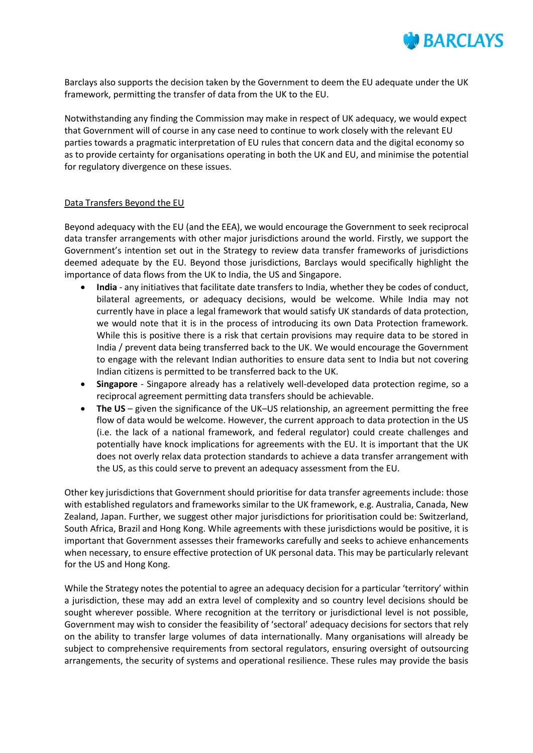Barclays also supports the decision taken by the Government to deem the EU adequate under the UK framework, permitting the transfer of data from the UK to the EU.

Notwithstanding any finding the Commission may make in respect of UK adequacy, we would expect that Government will of course in any case need to continue to work closely with the relevant EU parties towards a pragmatic interpretation of EU rules that concern data and the digital economy so as to provide certainty for organisations operating in both the UK and EU, and minimise the potential for regulatory divergence on these issues.

## Data Transfers Beyond the EU

Beyond adequacy with the EU (and the EEA), we would encourage the Government to seek reciprocal data transfer arrangements with other major jurisdictions around the world. Firstly, we support the Government's intention set out in the Strategy to review data transfer frameworks of jurisdictions deemed adequate by the EU. Beyond those jurisdictions, Barclays would specifically highlight the importance of data flows from the UK to India, the US and Singapore.

- **India** - any initiatives that facilitate date transfers to India, whether they be codes of conduct, bilateral agreements, or adequacy decisions, would be welcome. While India may not currently have in place a legal framework that would satisfy UK standards of data protection, we would note that it is in the process of introducing its own Data Protection framework. While this is positive there is a risk that certain provisions may require data to be stored in India / prevent data being transferred back to the UK. We would encourage the Government to engage with the relevant Indian authorities to ensure data sent to India but not covering Indian citizens is permitted to be transferred back to the UK.
- **Singapore** - Singapore already has a relatively well-developed data protection regime, so a reciprocal agreement permitting data transfers should be achievable.
- **The US** – given the significance of the UK–US relationship, an agreement permitting the free flow of data would be welcome. However, the current approach to data protection in the US (i.e. the lack of a national framework, and federal regulator) could create challenges and potentially have knock implications for agreements with the EU. It is important that the UK does not overly relax data protection standards to achieve a data transfer arrangement with the US, as this could serve to prevent an adequacy assessment from the EU.

Other key jurisdictions that Government should prioritise for data transfer agreements include: those with established regulators and frameworks similar to the UK framework, e.g. Australia, Canada, New Zealand, Japan. Further, we suggest other major jurisdictions for prioritisation could be: Switzerland, South Africa, Brazil and Hong Kong. While agreements with these jurisdictions would be positive, it is important that Government assesses their frameworks carefully and seeks to achieve enhancements when necessary, to ensure effective protection of UK personal data. This may be particularly relevant for the US and Hong Kong.

While the Strategy notes the potential to agree an adequacy decision for a particular 'territory' within a jurisdiction, these may add an extra level of complexity and so country level decisions should be sought wherever possible. Where recognition at the territory or jurisdictional level is not possible, Government may wish to consider the feasibility of 'sectoral' adequacy decisions for sectors that rely on the ability to transfer large volumes of data internationally. Many organisations will already be subject to comprehensive requirements from sectoral regulators, ensuring oversight of outsourcing arrangements, the security of systems and operational resilience. These rules may provide the basis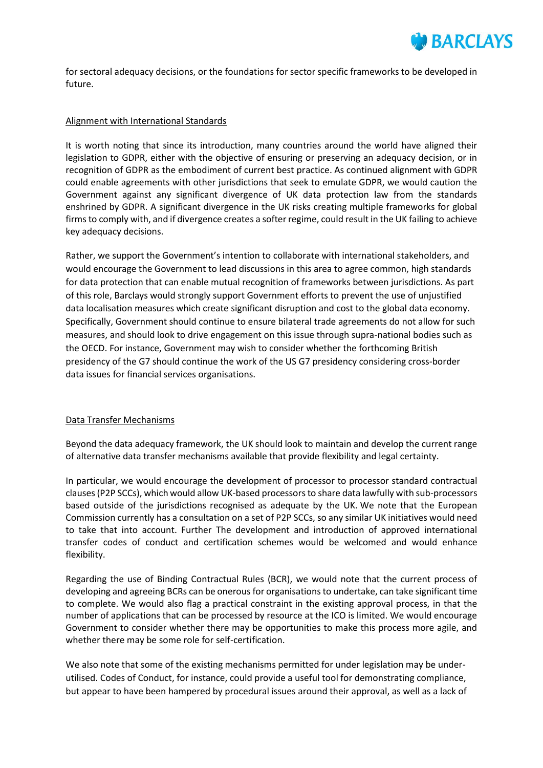for sectoral adequacy decisions, or the foundations for sector specific frameworks to be developed in future.

Alignment with International Standards

It is worth noting that since its introduction, many countries around the world have aligned their legislation to GDPR, either with the objective of ensuring or preserving an adequacy decision, or in recognition of GDPR as the embodiment of current best practice. As continued alignment with GDPR could enable agreements with other jurisdictions that seek to emulate GDPR, we would caution the Government against any significant divergence of UK data protection law from the standards enshrined by GDPR. A significant divergence in the UK risks creating multiple frameworks for global firms to comply with, and if divergence creates a softer regime, could result in the UK failing to achieve key adequacy decisions.

Rather, we support the Government's intention to collaborate with international stakeholders, and would encourage the Government to lead discussions in this area to agree common, high standards for data protection that can enable mutual recognition of frameworks between jurisdictions. As part of this role, Barclays would strongly support Government efforts to prevent the use of unjustified data localisation measures which create significant disruption and cost to the global data economy. Specifically, Government should continue to ensure bilateral trade agreements do not allow for such measures, and should look to drive engagement on this issue through supra-national bodies such as the OECD. For instance, Government may wish to consider whether the forthcoming British presidency of the G7 should continue the work of the US G7 presidency considering cross-border data issues for financial services organisations.

Data Transfer Mechanisms

Beyond the data adequacy framework, the UK should look to maintain and develop the current range of alternative data transfer mechanisms available that provide flexibility and legal certainty.

In particular, we would encourage the development of processor to processor standard contractual clauses (P2P SCCs), which would allow UK-based processors to share data lawfully with sub-processors based outside of the jurisdictions recognised as adequate by the UK. We note that the European Commission currently has a consultation on a set of P2P SCCs, so any similar UK initiatives would need to take that into account. Further The development and introduction of approved international transfer codes of conduct and certification schemes would be welcomed and would enhance flexibility.

Regarding the use of Binding Contractual Rules (BCR), we would note that the current process of developing and agreeing BCRs can be onerous for organisations to undertake, can take significant time to complete. We would also flag a practical constraint in the existing approval process, in that the number of applications that can be processed by resource at the ICO is limited. We would encourage Government to consider whether there may be opportunities to make this process more agile, and whether there may be some role for self-certification.

We also note that some of the existing mechanisms permitted for under legislation may be under-utilised. Codes of Conduct, for instance, could provide a useful tool for demonstrating compliance, but appear to have been hampered by procedural issues around their approval, as well as a lack of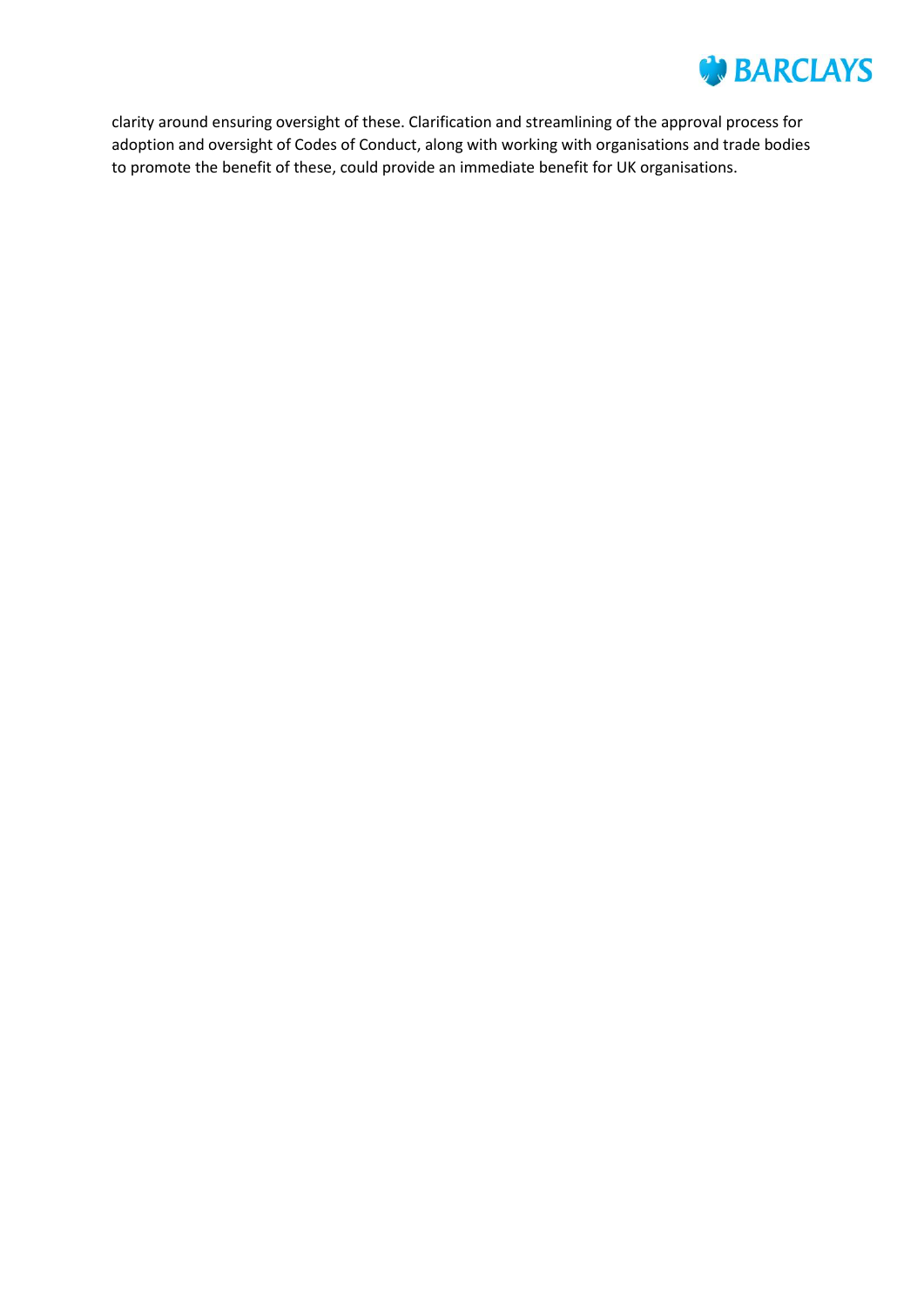clarity around ensuring oversight of these. Clarification and streamlining of the approval process for adoption and oversight of Codes of Conduct, along with working with organisations and trade bodies to promote the benefit of these, could provide an immediate benefit for UK organisations.